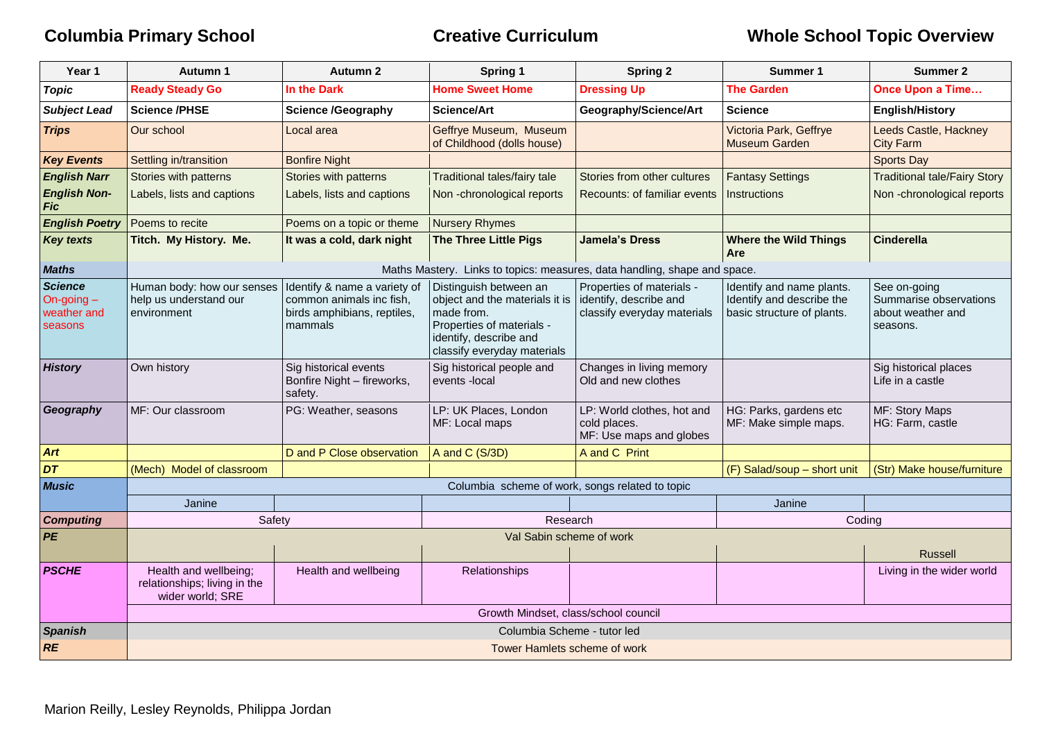**Columbia Primary School** **Creative Curriculum** **Whole School Topic Overview**

| Year 1 | Autumn 1 | Autumn 2 | Spring 1 | Spring 2 | Summer 1 | Summer 2 |
|---|---|---|---|---|---|---|
| *Topic* | **Ready Steady Go** | **In the Dark** | **Home Sweet Home** | **Dressing Up** | **The Garden** | **Once Upon a Time…** |
| *Subject Lead* | **Science /PHSE** | **Science /Geography** | **Science/Art** | **Geography/Science/Art** | **Science** | **English/History** |
| *Trips* | Our school | Local area | Geffrye Museum, Museum of Childhood (dolls house) | | Victoria Park, Geffrye Museum Garden | Leeds Castle, Hackney City Farm |
| *Key Events* | Settling in/transition | Bonfire Night | | | | Sports Day |
| *English Narr* | Stories with patterns | Stories with patterns | Traditional tales/fairy tale | Stories from other cultures | Fantasy Settings | Traditional tale/Fairy Story |
| *English Non-Fic* | Labels, lists and captions | Labels, lists and captions | Non -chronological reports | Recounts: of familiar events | Instructions | Non -chronological reports |
| *English Poetry* | Poems to recite | Poems on a topic or theme | Nursery Rhymes | | | |
| *Key texts* | **Titch. My History. Me.** | **It was a cold, dark night** | **The Three Little Pigs** | **Jamela's Dress** | **Where the Wild Things Are** | **Cinderella** |
| *Maths* | Maths Mastery. Links to topics: measures, data handling, shape and space. | | | | | |
| *Science* On-going – weather and seasons | Human body: how our senses help us understand our environment | Identify & name a variety of common animals inc fish, birds amphibians, reptiles, mammals | Distinguish between an object and the materials it is made from. Properties of materials - identify, describe and classify everyday materials | Properties of materials - identify, describe and classify everyday materials | Identify and name plants. Identify and describe the basic structure of plants. | See on-going Summarise observations about weather and seasons. |
| *History* | Own history | Sig historical events Bonfire Night – fireworks, safety. | Sig historical people and events -local | Changes in living memory Old and new clothes | | Sig historical places Life in a castle |
| *Geography* | MF: Our classroom | PG: Weather, seasons | LP: UK Places, London MF: Local maps | LP: World clothes, hot and cold places. MF: Use maps and globes | HG: Parks, gardens etc MF: Make simple maps. | MF: Story Maps HG: Farm, castle |
| *Art* | | D and P Close observation | A and C (S/3D) | A and C Print | | |
| *DT* | (Mech) Model of classroom | | | | (F) Salad/soup – short unit | (Str) Make house/furniture |
| *Music* | Columbia scheme of work, songs related to topic | | | | | |
| | Janine | | | | Janine | |
| *Computing* | Safety | | Research | | Coding | |
| *PE* | Val Sabin scheme of work | | | | | |
| | | | | | | Russell |
| *PSCHE* | Health and wellbeing; relationships; living in the wider world; SRE | Health and wellbeing | Relationships | | | Living in the wider world |
| | Growth Mindset, class/school council | | | | | |
| *Spanish* | Columbia Scheme - tutor led | | | | | |
| *RE* | Tower Hamlets scheme of work | | | | | |

Marion Reilly, Lesley Reynolds, Philippa Jordan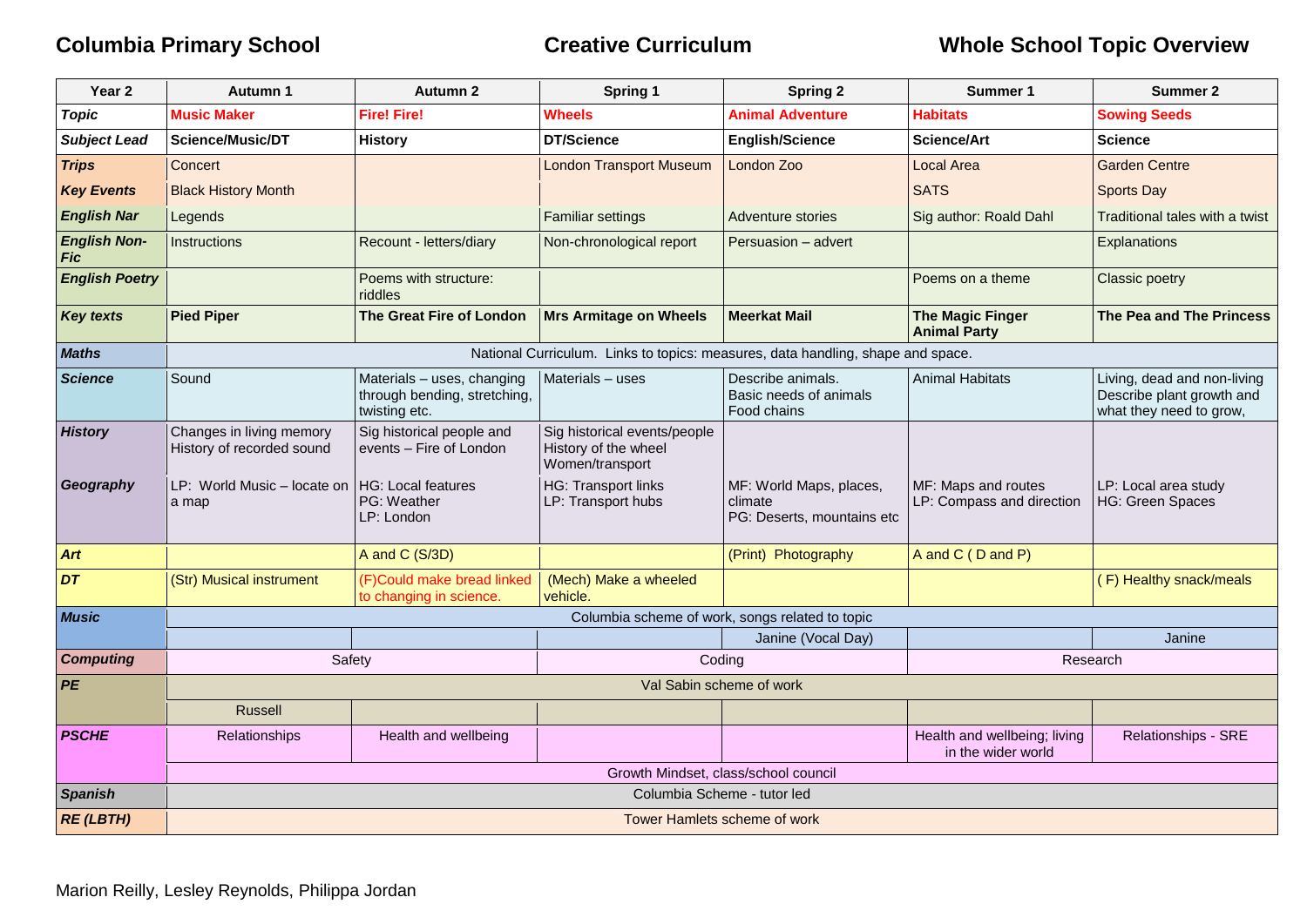**Columbia Primary School** **Creative Curriculum** **Whole School Topic Overview**

| Year 2 | Autumn 1 | Autumn 2 | Spring 1 | Spring 2 | Summer 1 | Summer 2 |
|---|---|---|---|---|---|---|
| ***Topic*** | **Music Maker** | **Fire! Fire!** | **Wheels** | **Animal Adventure** | **Habitats** | **Sowing Seeds** |
| ***Subject Lead*** | **Science/Music/DT** | **History** | **DT/Science** | **English/Science** | **Science/Art** | **Science** |
| ***Trips*** | Concert | | London Transport Museum | London Zoo | Local Area | Garden Centre |
| ***Key Events*** | Black History Month | | | | SATS | Sports Day |
| ***English Nar*** | Legends | | Familiar settings | Adventure stories | Sig author: Roald Dahl | Traditional tales with a twist |
| ***English Non-Fic*** | Instructions | Recount - letters/diary | Non-chronological report | Persuasion – advert | | Explanations |
| ***English Poetry*** | | Poems with structure: riddles | | | Poems on a theme | Classic poetry |
| ***Key texts*** | **Pied Piper** | **The Great Fire of London** | **Mrs Armitage on Wheels** | **Meerkat Mail** | **The Magic Finger Animal Party** | **The Pea and The Princess** |
| ***Maths*** | National Curriculum. Links to topics: measures, data handling, shape and space. | | | | | |
| ***Science*** | Sound | Materials – uses, changing through bending, stretching, twisting etc. | Materials – uses | Describe animals. Basic needs of animals Food chains | Animal Habitats | Living, dead and non-living Describe plant growth and what they need to grow, |
| ***History*** | Changes in living memory History of recorded sound | Sig historical people and events – Fire of London | Sig historical events/people History of the wheel Women/transport | | | |
| ***Geography*** | LP: World Music – locate on a map | HG: Local features PG: Weather LP: London | HG: Transport links LP: Transport hubs | MF: World Maps, places, climate PG: Deserts, mountains etc | MF: Maps and routes LP: Compass and direction | LP: Local area study HG: Green Spaces |
| ***Art*** | | A and C (S/3D) | | (Print) Photography | A and C ( D and P) | |
| ***DT*** | (Str) Musical instrument | (F)Could make bread linked to changing in science. | (Mech) Make a wheeled vehicle. | | | ( F) Healthy snack/meals |
| ***Music*** | Columbia scheme of work, songs related to topic | | | | | |
| | | | | Janine (Vocal Day) | | Janine |
| ***Computing*** | Safety | | Coding | | Research | |
| ***PE*** | Val Sabin scheme of work | | | | | |
| | Russell | | | | | |
| ***PSCHE*** | Relationships | Health and wellbeing | | | Health and wellbeing; living in the wider world | Relationships - SRE |
| | Growth Mindset, class/school council | | | | | |
| ***Spanish*** | Columbia Scheme - tutor led | | | | | |
| ***RE (LBTH)*** | Tower Hamlets scheme of work | | | | | |

Marion Reilly, Lesley Reynolds, Philippa Jordan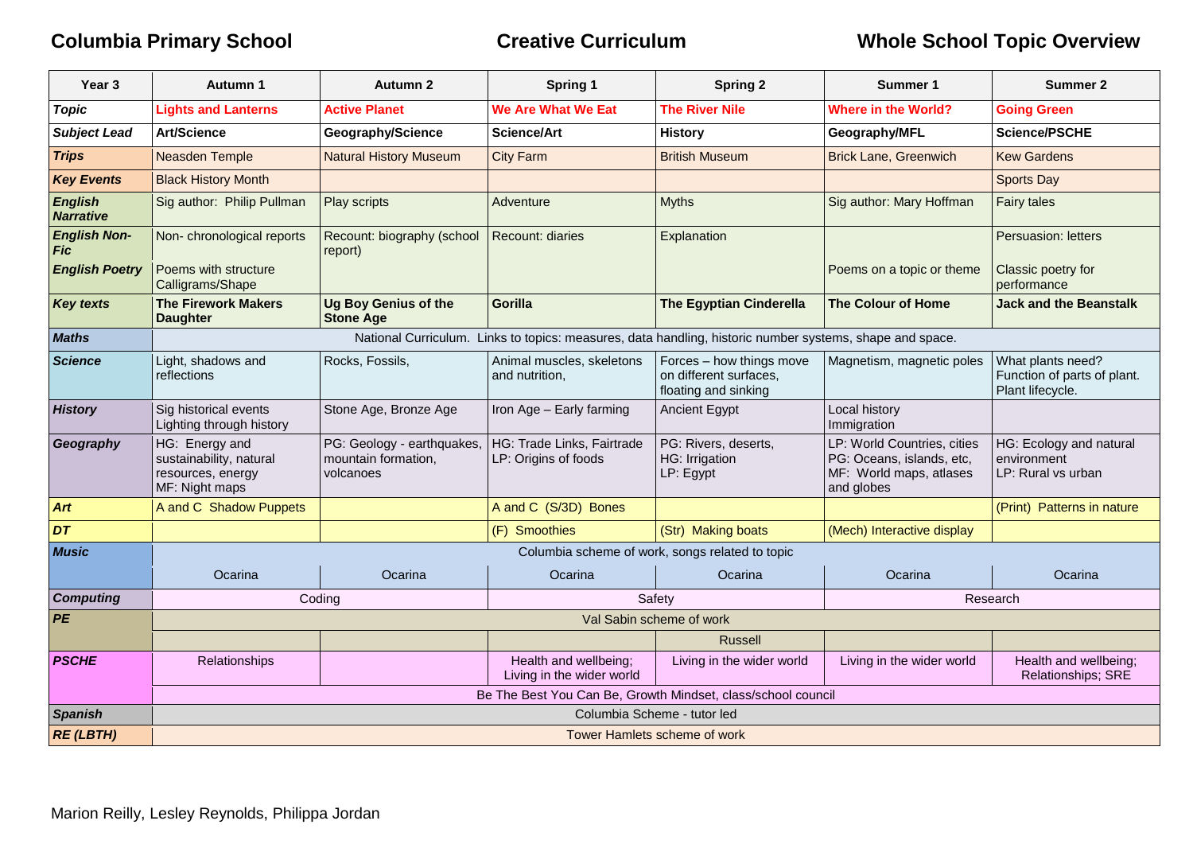**Columbia Primary School** **Creative Curriculum** **Whole School Topic Overview**

| Year 3 | Autumn 1 | Autumn 2 | Spring 1 | Spring 2 | Summer 1 | Summer 2 |
|---|---|---|---|---|---|---|
| *Topic* | Lights and Lanterns | Active Planet | We Are What We Eat | The River Nile | Where in the World? | Going Green |
| *Subject Lead* | **Art/Science** | **Geography/Science** | **Science/Art** | **History** | **Geography/MFL** | **Science/PSCHE** |
| *Trips* | Neasden Temple | Natural History Museum | City Farm | British Museum | Brick Lane, Greenwich | Kew Gardens |
| *Key Events* | Black History Month | | | | | Sports Day |
| *English Narrative* | Sig author: Philip Pullman | Play scripts | Adventure | Myths | Sig author: Mary Hoffman | Fairy tales |
| *English Non-Fic* | Non- chronological reports | Recount: biography (school report) | Recount: diaries | Explanation | | Persuasion: letters |
| *English Poetry* | Poems with structure Calligrams/Shape | | | | Poems on a topic or theme | Classic poetry for performance |
| *Key texts* | **The Firework Makers Daughter** | **Ug Boy Genius of the Stone Age** | **Gorilla** | **The Egyptian Cinderella** | **The Colour of Home** | **Jack and the Beanstalk** |
| *Maths* | National Curriculum. Links to topics: measures, data handling, historic number systems, shape and space. | | | | | |
| *Science* | Light, shadows and reflections | Rocks, Fossils, | Animal muscles, skeletons and nutrition, | Forces – how things move on different surfaces, floating and sinking | Magnetism, magnetic poles | What plants need? Function of parts of plant. Plant lifecycle. |
| *History* | Sig historical events Lighting through history | Stone Age, Bronze Age | Iron Age – Early farming | Ancient Egypt | Local history Immigration | |
| *Geography* | HG: Energy and sustainability, natural resources, energy MF: Night maps | PG: Geology - earthquakes, mountain formation, volcanoes | HG: Trade Links, Fairtrade LP: Origins of foods | PG: Rivers, deserts, HG: Irrigation LP: Egypt | LP: World Countries, cities PG: Oceans, islands, etc, MF: World maps, atlases and globes | HG: Ecology and natural environment LP: Rural vs urban |
| *Art* | A and C Shadow Puppets | | A and C (S/3D) Bones | | | (Print) Patterns in nature |
| *DT* | | | (F) Smoothies | (Str) Making boats | (Mech) Interactive display | |
| *Music* | Columbia scheme of work, songs related to topic | | | | | |
| | Ocarina | Ocarina | Ocarina | Ocarina | Ocarina | Ocarina |
| *Computing* | Coding | | Safety | | Research | |
| *PE* | Val Sabin scheme of work | | | | | |
| | | | | Russell | | |
| *PSCHE* | Relationships | | Health and wellbeing; Living in the wider world | Living in the wider world | Living in the wider world | Health and wellbeing; Relationships; SRE |
| | Be The Best You Can Be, Growth Mindset, class/school council | | | | | |
| *Spanish* | Columbia Scheme - tutor led | | | | | |
| *RE (LBTH)* | Tower Hamlets scheme of work | | | | | |

Marion Reilly, Lesley Reynolds, Philippa Jordan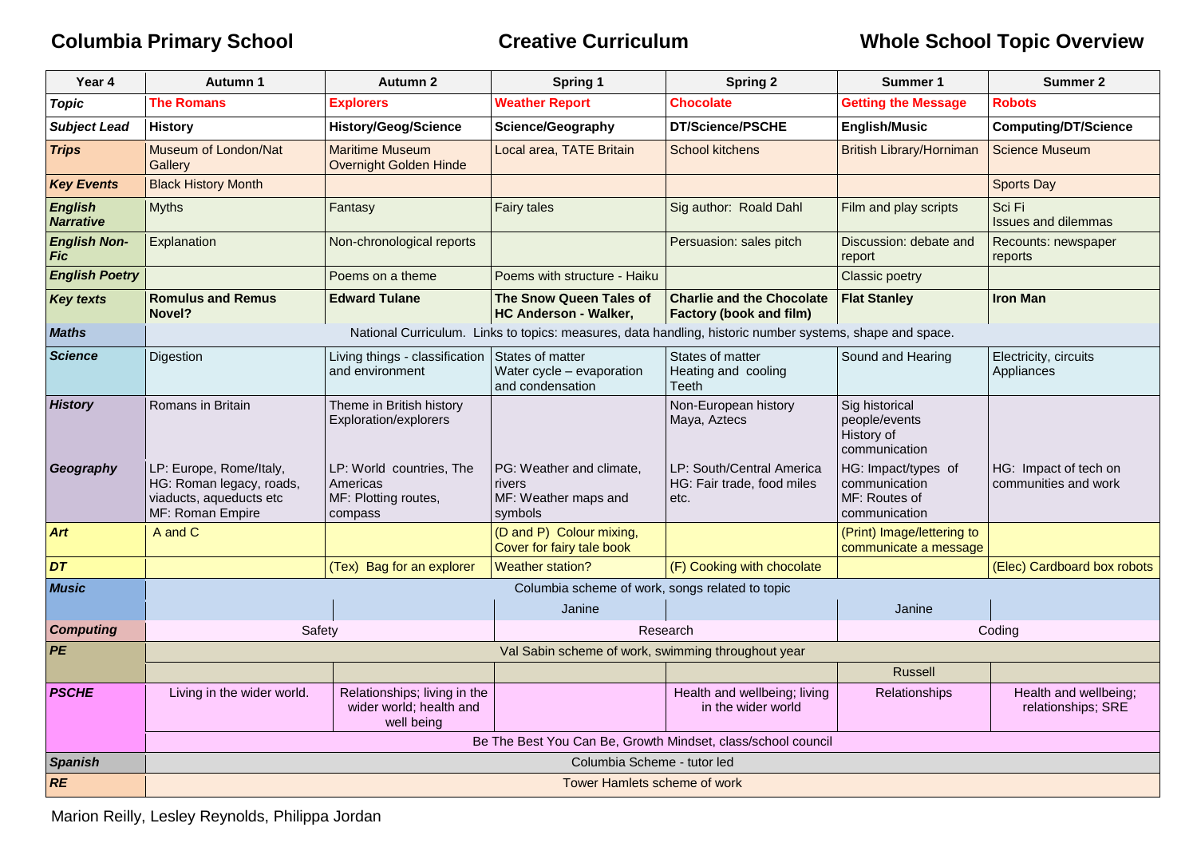**Columbia Primary School** **Creative Curriculum** **Whole School Topic Overview**

| Year 4 | Autumn 1 | Autumn 2 | Spring 1 | Spring 2 | Summer 1 | Summer 2 |
|---|---|---|---|---|---|---|
| *Topic* | **The Romans** | **Explorers** | **Weather Report** | **Chocolate** | **Getting the Message** | **Robots** |
| *Subject Lead* | **History** | **History/Geog/Science** | **Science/Geography** | **DT/Science/PSCHE** | **English/Music** | **Computing/DT/Science** |
| *Trips* | Museum of London/Nat Gallery | Maritime Museum Overnight Golden Hinde | Local area, TATE Britain | School kitchens | British Library/Horniman | Science Museum |
| *Key Events* | Black History Month | | | | | Sports Day |
| *English Narrative* | Myths | Fantasy | Fairy tales | Sig author: Roald Dahl | Film and play scripts | Sci Fi Issues and dilemmas |
| *English Non-Fic* | Explanation | Non-chronological reports | | Persuasion: sales pitch | Discussion: debate and report | Recounts: newspaper reports |
| *English Poetry* | | Poems on a theme | Poems with structure - Haiku | | Classic poetry | |
| *Key texts* | **Romulus and Remus Novel?** | **Edward Tulane** | **The Snow Queen Tales of HC Anderson - Walker,** | **Charlie and the Chocolate Factory (book and film)** | **Flat Stanley** | **Iron Man** |
| *Maths* | National Curriculum. Links to topics: measures, data handling, historic number systems, shape and space. | | | | | |
| *Science* | Digestion | Living things - classification and environment | States of matter Water cycle – evaporation and condensation | States of matter Heating and cooling Teeth | Sound and Hearing | Electricity, circuits Appliances |
| *History* | Romans in Britain | Theme in British history Exploration/explorers | | Non-European history Maya, Aztecs | Sig historical people/events History of communication | |
| *Geography* | LP: Europe, Rome/Italy, HG: Roman legacy, roads, viaducts, aqueducts etc MF: Roman Empire | LP: World countries, The Americas MF: Plotting routes, compass | PG: Weather and climate, rivers MF: Weather maps and symbols | LP: South/Central America HG: Fair trade, food miles etc. | HG: Impact/types of communication MF: Routes of communication | HG: Impact of tech on communities and work |
| *Art* | A and C | | (D and P) Colour mixing, Cover for fairy tale book | | (Print) Image/lettering to communicate a message | |
| *DT* | | (Tex) Bag for an explorer | Weather station? | (F) Cooking with chocolate | | (Elec) Cardboard box robots |
| *Music* | Columbia scheme of work, songs related to topic | | | | | |
| | | | Janine | | Janine | |
| *Computing* | Safety | | Research | | Coding | |
| *PE* | Val Sabin scheme of work, swimming throughout year | | | | | |
| | | | | | Russell | |
| *PSCHE* | Living in the wider world. | Relationships; living in the wider world; health and well being | | Health and wellbeing; living in the wider world | Relationships | Health and wellbeing; relationships; SRE |
| | Be The Best You Can Be, Growth Mindset, class/school council | | | | | |
| *Spanish* | Columbia Scheme - tutor led | | | | | |
| *RE* | Tower Hamlets scheme of work | | | | | |

Marion Reilly, Lesley Reynolds, Philippa Jordan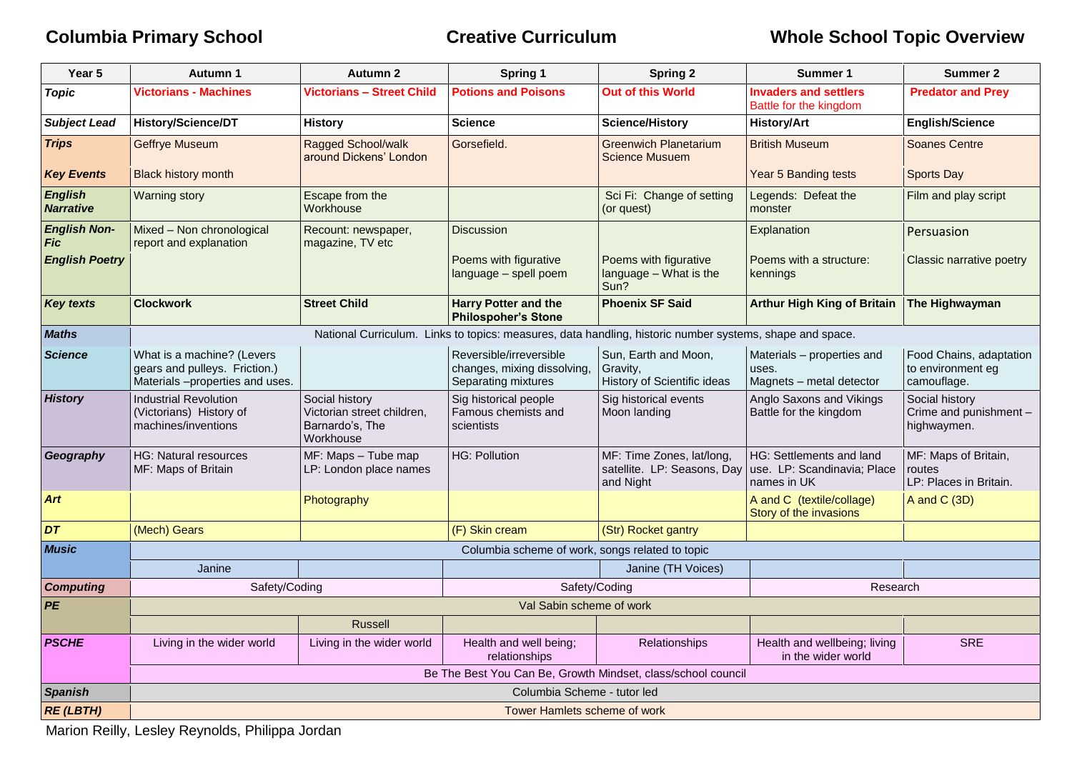**Columbia Primary School** **Creative Curriculum** **Whole School Topic Overview**

| Year 5 | Autumn 1 | Autumn 2 | Spring 1 | Spring 2 | Summer 1 | Summer 2 |
|---|---|---|---|---|---|---|
| *Topic* | **Victorians - Machines** | **Victorians – Street Child** | **Potions and Poisons** | **Out of this World** | **Invaders and settlers** Battle for the kingdom | **Predator and Prey** |
| *Subject Lead* | **History/Science/DT** | **History** | **Science** | **Science/History** | **History/Art** | **English/Science** |
| *Trips* | Geffrye Museum | Ragged School/walk around Dickens' London | Gorsefield. | Greenwich Planetarium Science Musuem | British Museum | Soanes Centre |
| *Key Events* | Black history month | | | | Year 5 Banding tests | Sports Day |
| *English Narrative* | Warning story | Escape from the Workhouse | | Sci Fi: Change of setting (or quest) | Legends: Defeat the monster | Film and play script |
| *English Non-Fic* | Mixed – Non chronological report and explanation | Recount: newspaper, magazine, TV etc | Discussion | | Explanation | Persuasion |
| *English Poetry* | | | Poems with figurative language – spell poem | Poems with figurative language – What is the Sun? | Poems with a structure: kennings | Classic narrative poetry |
| *Key texts* | **Clockwork** | **Street Child** | **Harry Potter and the Philosopher's Stone** | **Phoenix SF Said** | **Arthur High King of Britain** | **The Highwayman** |
| *Maths* | National Curriculum. Links to topics: measures, data handling, historic number systems, shape and space. | | | | | |
| *Science* | What is a machine? (Levers gears and pulleys. Friction.) Materials –properties and uses. | | Reversible/irreversible changes, mixing dissolving, Separating mixtures | Sun, Earth and Moon, Gravity, History of Scientific ideas | Materials – properties and uses. Magnets – metal detector | Food Chains, adaptation to environment eg camouflage. |
| *History* | Industrial Revolution (Victorians) History of machines/inventions | Social history Victorian street children, Barnardo's, The Workhouse | Sig historical people Famous chemists and scientists | Sig historical events Moon landing | Anglo Saxons and Vikings Battle for the kingdom | Social history Crime and punishment – highwaymen. |
| *Geography* | HG: Natural resources MF: Maps of Britain | MF: Maps – Tube map LP: London place names | HG: Pollution | MF: Time Zones, lat/long, satellite. LP: Seasons, Day and Night | HG: Settlements and land use. LP: Scandinavia; Place names in UK | MF: Maps of Britain, routes LP: Places in Britain. |
| *Art* | | Photography | | | A and C (textile/collage) Story of the invasions | A and C (3D) |
| *DT* | (Mech) Gears | | (F) Skin cream | (Str) Rocket gantry | | |
| *Music* | Columbia scheme of work, songs related to topic | | | | | |
| | Janine | | | Janine (TH Voices) | | |
| *Computing* | Safety/Coding | | Safety/Coding | | Research | |
| *PE* | Val Sabin scheme of work | | | | | |
| | | Russell | | | | |
| *PSCHE* | Living in the wider world | Living in the wider world | Health and well being; relationships | Relationships | Health and wellbeing; living in the wider world | SRE |
| | Be The Best You Can Be, Growth Mindset, class/school council | | | | | |
| *Spanish* | Columbia Scheme - tutor led | | | | | |
| *RE (LBTH)* | Tower Hamlets scheme of work | | | | | |

Marion Reilly, Lesley Reynolds, Philippa Jordan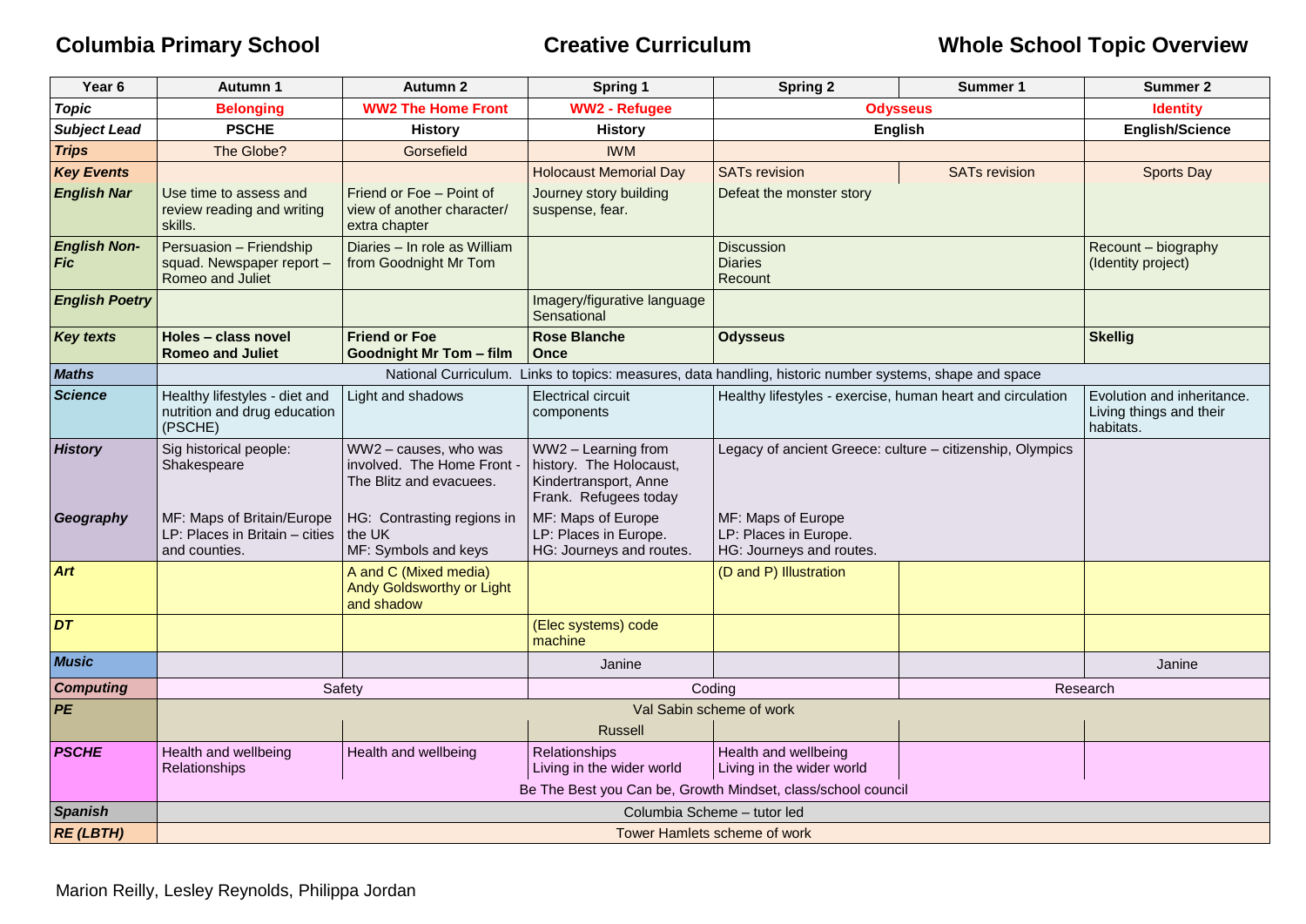**Columbia Primary School** **Creative Curriculum** **Whole School Topic Overview**

| Year 6 | Autumn 1 | Autumn 2 | Spring 1 | Spring 2 | Summer 1 | Summer 2 |
|---|---|---|---|---|---|---|
| *Topic* | **Belonging** | **WW2 The Home Front** | **WW2 - Refugee** | **Odysseus** | | **Identity** |
| *Subject Lead* | **PSCHE** | **History** | **History** | **English** | | **English/Science** |
| *Trips* | The Globe? | Gorsefield | IWM | | | |
| *Key Events* | | | Holocaust Memorial Day | SATs revision | SATs revision | Sports Day |
| *English Nar* | Use time to assess and review reading and writing skills. | Friend or Foe – Point of view of another character/ extra chapter | Journey story building suspense, fear. | Defeat the monster story | | |
| *English Non-Fic* | Persuasion – Friendship squad. Newspaper report – Romeo and Juliet | Diaries – In role as William from Goodnight Mr Tom | | Discussion<br>Diaries<br>Recount | | Recount – biography (Identity project) |
| *English Poetry* | | | Imagery/figurative language Sensational | | | |
| *Key texts* | **Holes – class novel**<br>**Romeo and Juliet** | **Friend or Foe**<br>**Goodnight Mr Tom – film** | **Rose Blanche**<br>**Once** | **Odysseus** | | **Skellig** |
| *Maths* | National Curriculum. Links to topics: measures, data handling, historic number systems, shape and space | | | | | |
| *Science* | Healthy lifestyles - diet and nutrition and drug education (PSCHE) | Light and shadows | Electrical circuit components | Healthy lifestyles - exercise, human heart and circulation | | Evolution and inheritance. Living things and their habitats. |
| *History* | Sig historical people: Shakespeare | WW2 – causes, who was involved. The Home Front - The Blitz and evacuees. | WW2 – Learning from history. The Holocaust, Kindertransport, Anne Frank. Refugees today | Legacy of ancient Greece: culture – citizenship, Olympics | | |
| *Geography* | MF: Maps of Britain/Europe<br>LP: Places in Britain – cities and counties. | HG: Contrasting regions in the UK<br>MF: Symbols and keys | MF: Maps of Europe<br>LP: Places in Europe.<br>HG: Journeys and routes. | MF: Maps of Europe<br>LP: Places in Europe.<br>HG: Journeys and routes. | | |
| *Art* | | A and C (Mixed media) Andy Goldsworthy or Light and shadow | | (D and P) Illustration | | |
| *DT* | | | (Elec systems) code machine | | | |
| *Music* | | | Janine | | | Janine |
| *Computing* | Safety | | Coding | | Research | |
| *PE* | Val Sabin scheme of work | | | | | |
| | | | Russell | | | |
| *PSCHE* | Health and wellbeing<br>Relationships | Health and wellbeing | Relationships<br>Living in the wider world | Health and wellbeing<br>Living in the wider world | | |
| | Be The Best you Can be, Growth Mindset, class/school council | | | | | |
| *Spanish* | Columbia Scheme – tutor led | | | | | |
| *RE (LBTH)* | Tower Hamlets scheme of work | | | | | |

Marion Reilly, Lesley Reynolds, Philippa Jordan